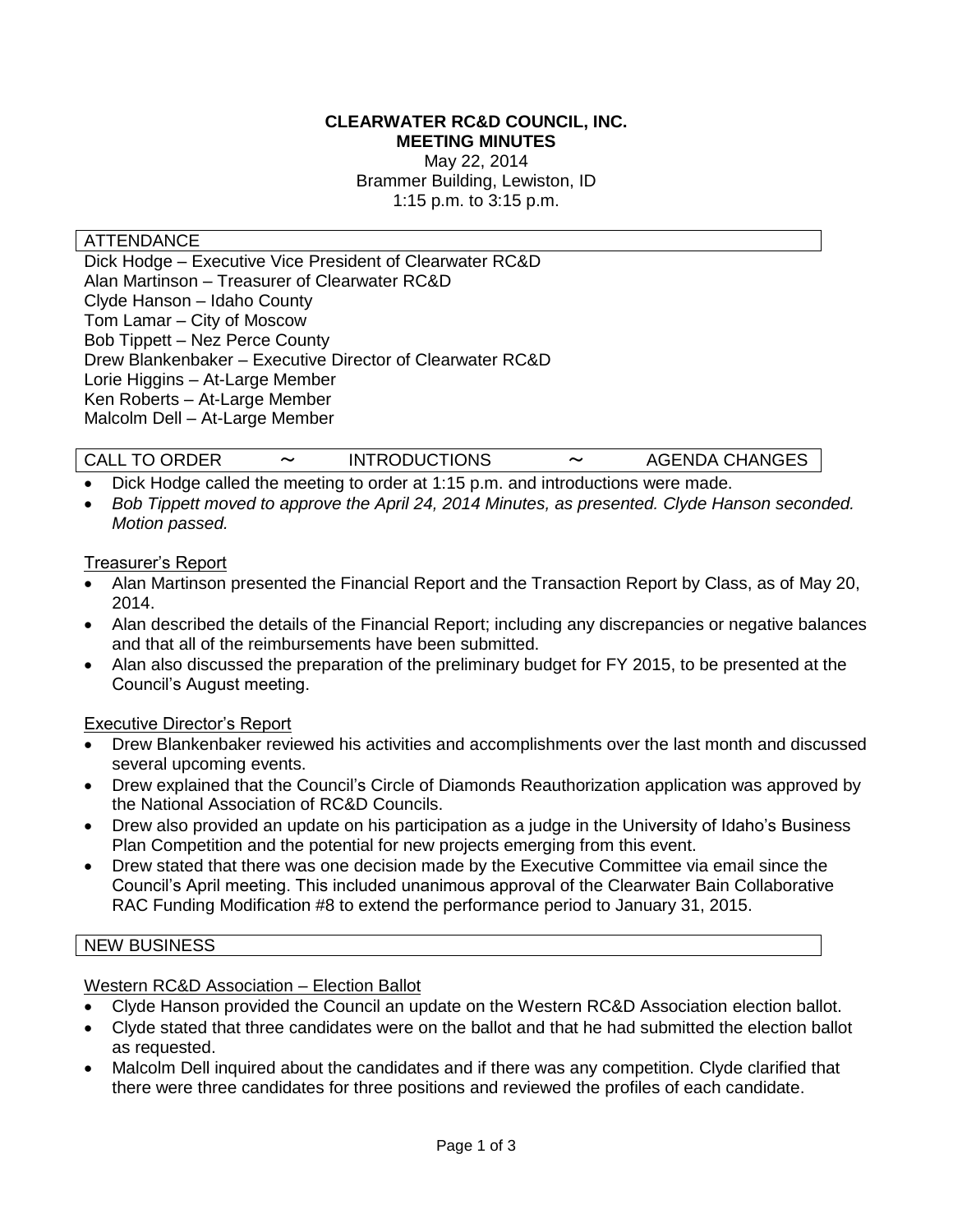# CLEARWATER RC&D COUNCIL, INC.
## MEETING MINUTES

May 22, 2014
Brammer Building, Lewiston, ID
1:15 p.m. to 3:15 p.m.

### ATTENDANCE

Dick Hodge – Executive Vice President of Clearwater RC&D
Alan Martinson – Treasurer of Clearwater RC&D
Clyde Hanson – Idaho County
Tom Lamar – City of Moscow
Bob Tippett – Nez Perce County
Drew Blankenbaker – Executive Director of Clearwater RC&D
Lorie Higgins – At-Large Member
Ken Roberts – At-Large Member
Malcolm Dell – At-Large Member

### CALL TO ORDER ~ INTRODUCTIONS ~ AGENDA CHANGES

- Dick Hodge called the meeting to order at 1:15 p.m. and introductions were made.
- *Bob Tippett moved to approve the April 24, 2014 Minutes, as presented. Clyde Hanson seconded. Motion passed.*

<u>Treasurer's Report</u>

- Alan Martinson presented the Financial Report and the Transaction Report by Class, as of May 20, 2014.
- Alan described the details of the Financial Report; including any discrepancies or negative balances and that all of the reimbursements have been submitted.
- Alan also discussed the preparation of the preliminary budget for FY 2015, to be presented at the Council's August meeting.

<u>Executive Director's Report</u>

- Drew Blankenbaker reviewed his activities and accomplishments over the last month and discussed several upcoming events.
- Drew explained that the Council's Circle of Diamonds Reauthorization application was approved by the National Association of RC&D Councils.
- Drew also provided an update on his participation as a judge in the University of Idaho's Business Plan Competition and the potential for new projects emerging from this event.
- Drew stated that there was one decision made by the Executive Committee via email since the Council's April meeting. This included unanimous approval of the Clearwater Bain Collaborative RAC Funding Modification #8 to extend the performance period to January 31, 2015.

### NEW BUSINESS

<u>Western RC&D Association – Election Ballot</u>

- Clyde Hanson provided the Council an update on the Western RC&D Association election ballot.
- Clyde stated that three candidates were on the ballot and that he had submitted the election ballot as requested.
- Malcolm Dell inquired about the candidates and if there was any competition. Clyde clarified that there were three candidates for three positions and reviewed the profiles of each candidate.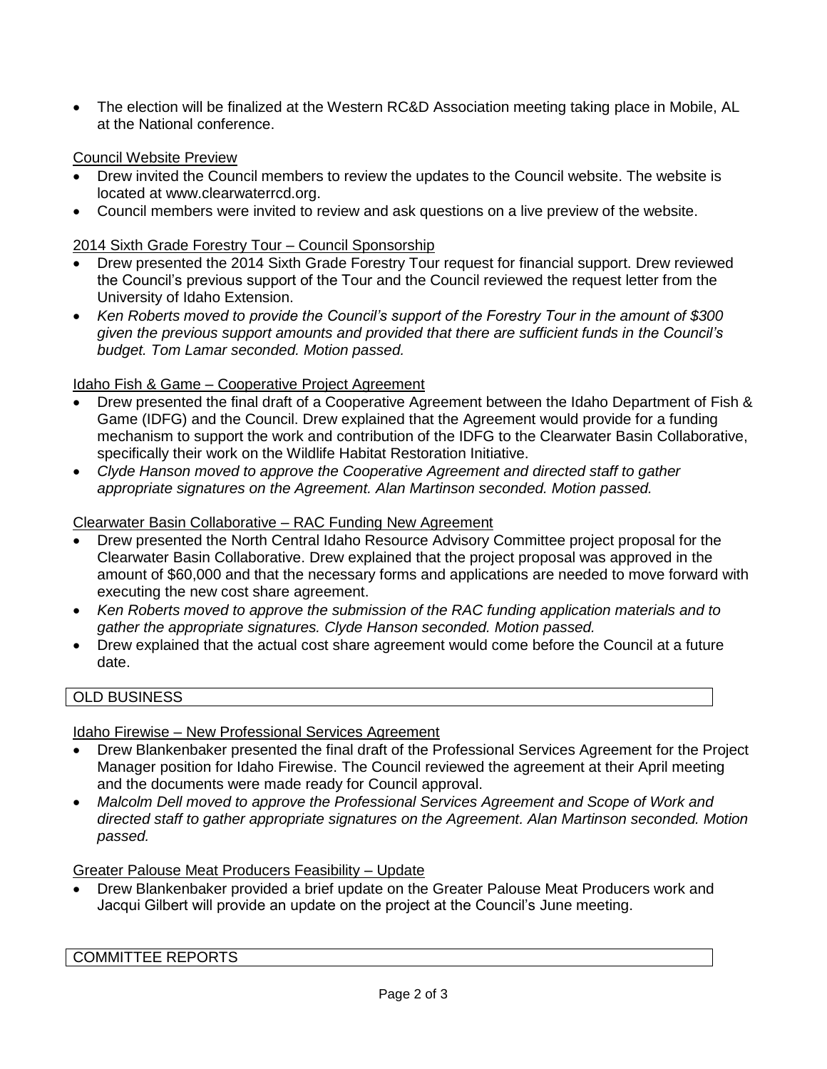- The election will be finalized at the Western RC&D Association meeting taking place in Mobile, AL at the National conference.

Council Website Preview

- Drew invited the Council members to review the updates to the Council website. The website is located at www.clearwaterrcd.org.
- Council members were invited to review and ask questions on a live preview of the website.

2014 Sixth Grade Forestry Tour – Council Sponsorship

- Drew presented the 2014 Sixth Grade Forestry Tour request for financial support. Drew reviewed the Council's previous support of the Tour and the Council reviewed the request letter from the University of Idaho Extension.
- *Ken Roberts moved to provide the Council's support of the Forestry Tour in the amount of $300 given the previous support amounts and provided that there are sufficient funds in the Council's budget. Tom Lamar seconded. Motion passed.*

Idaho Fish & Game – Cooperative Project Agreement

- Drew presented the final draft of a Cooperative Agreement between the Idaho Department of Fish & Game (IDFG) and the Council. Drew explained that the Agreement would provide for a funding mechanism to support the work and contribution of the IDFG to the Clearwater Basin Collaborative, specifically their work on the Wildlife Habitat Restoration Initiative.
- *Clyde Hanson moved to approve the Cooperative Agreement and directed staff to gather appropriate signatures on the Agreement. Alan Martinson seconded. Motion passed.*

Clearwater Basin Collaborative – RAC Funding New Agreement

- Drew presented the North Central Idaho Resource Advisory Committee project proposal for the Clearwater Basin Collaborative. Drew explained that the project proposal was approved in the amount of $60,000 and that the necessary forms and applications are needed to move forward with executing the new cost share agreement.
- *Ken Roberts moved to approve the submission of the RAC funding application materials and to gather the appropriate signatures. Clyde Hanson seconded. Motion passed.*
- Drew explained that the actual cost share agreement would come before the Council at a future date.

## OLD BUSINESS

Idaho Firewise – New Professional Services Agreement

- Drew Blankenbaker presented the final draft of the Professional Services Agreement for the Project Manager position for Idaho Firewise. The Council reviewed the agreement at their April meeting and the documents were made ready for Council approval.
- *Malcolm Dell moved to approve the Professional Services Agreement and Scope of Work and directed staff to gather appropriate signatures on the Agreement. Alan Martinson seconded. Motion passed.*

Greater Palouse Meat Producers Feasibility – Update

- Drew Blankenbaker provided a brief update on the Greater Palouse Meat Producers work and Jacqui Gilbert will provide an update on the project at the Council's June meeting.

## COMMITTEE REPORTS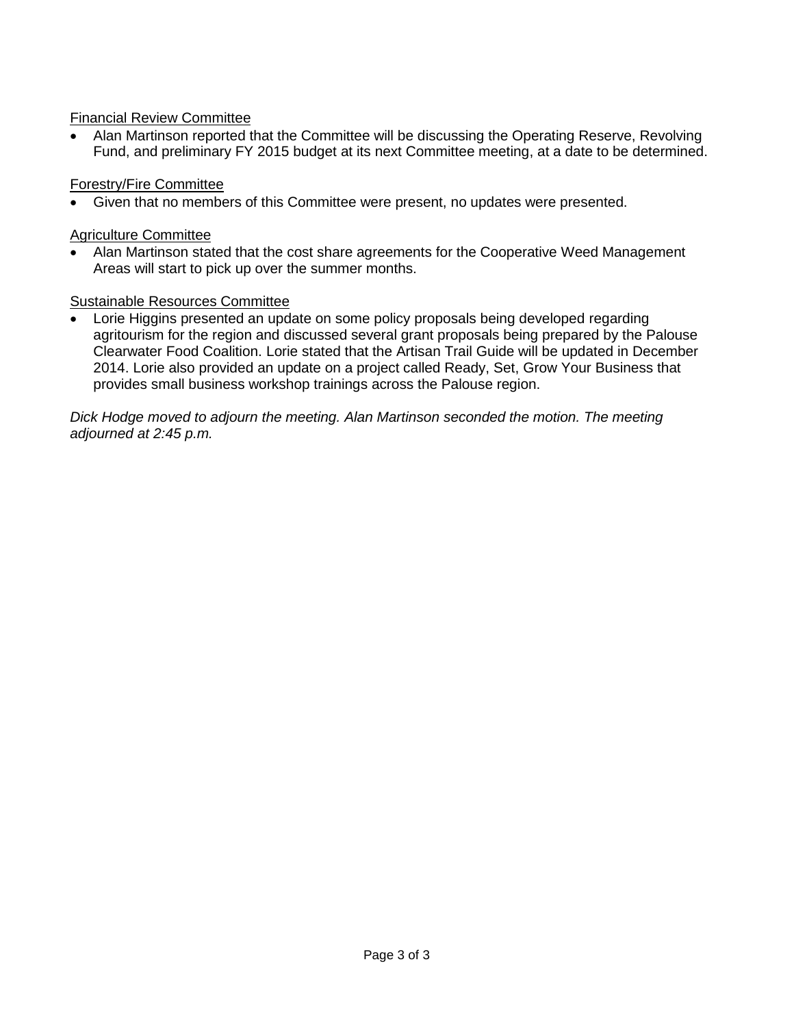Financial Review Committee

- Alan Martinson reported that the Committee will be discussing the Operating Reserve, Revolving Fund, and preliminary FY 2015 budget at its next Committee meeting, at a date to be determined.

Forestry/Fire Committee

- Given that no members of this Committee were present, no updates were presented.

Agriculture Committee

- Alan Martinson stated that the cost share agreements for the Cooperative Weed Management Areas will start to pick up over the summer months.

Sustainable Resources Committee

- Lorie Higgins presented an update on some policy proposals being developed regarding agritourism for the region and discussed several grant proposals being prepared by the Palouse Clearwater Food Coalition. Lorie stated that the Artisan Trail Guide will be updated in December 2014. Lorie also provided an update on a project called Ready, Set, Grow Your Business that provides small business workshop trainings across the Palouse region.

*Dick Hodge moved to adjourn the meeting. Alan Martinson seconded the motion. The meeting adjourned at 2:45 p.m.*